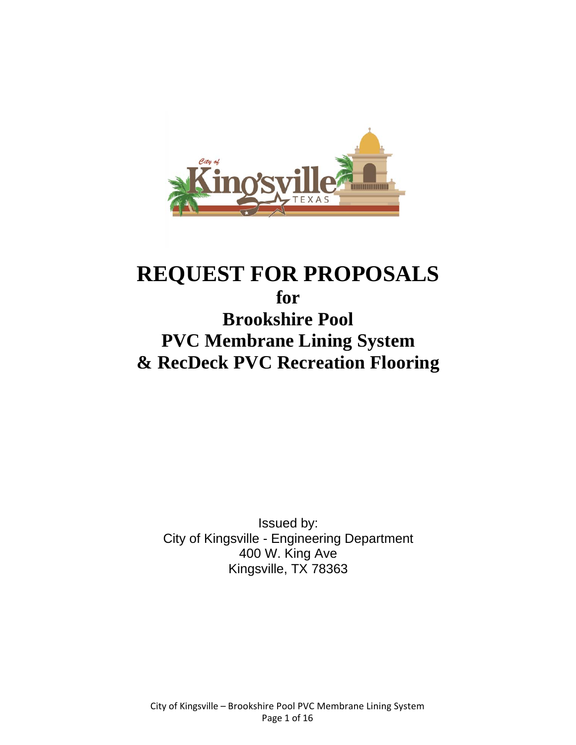# REQUEST FOR PROPOSALS

## for

## Brookshire Pool
## PVC Membrane Lining System
## & RecDeck PVC Recreation Flooring

Issued by:
City of Kingsville - Engineering Department
400 W. King Ave
Kingsville, TX 78363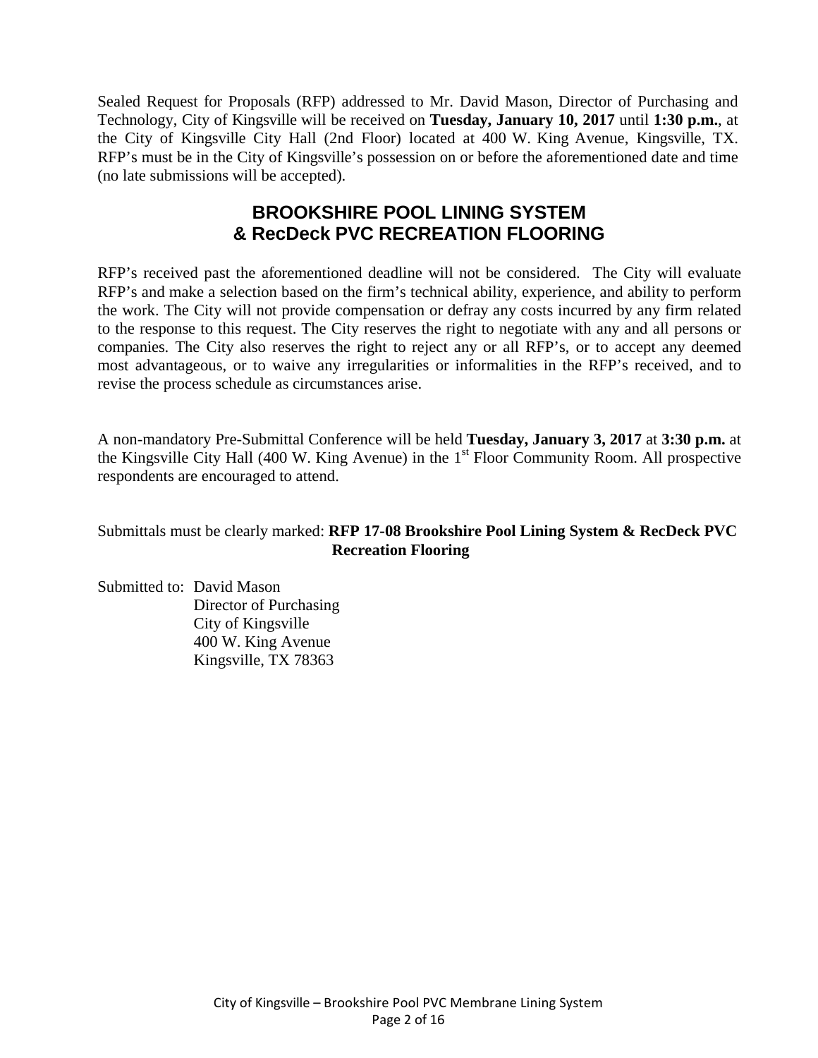Sealed Request for Proposals (RFP) addressed to Mr. David Mason, Director of Purchasing and Technology, City of Kingsville will be received on **Tuesday, January 10, 2017** until **1:30 p.m.**, at the City of Kingsville City Hall (2nd Floor) located at 400 W. King Avenue, Kingsville, TX. RFP's must be in the City of Kingsville's possession on or before the aforementioned date and time (no late submissions will be accepted).

# BROOKSHIRE POOL LINING SYSTEM & RecDeck PVC RECREATION FLOORING

RFP's received past the aforementioned deadline will not be considered. The City will evaluate RFP's and make a selection based on the firm's technical ability, experience, and ability to perform the work. The City will not provide compensation or defray any costs incurred by any firm related to the response to this request. The City reserves the right to negotiate with any and all persons or companies. The City also reserves the right to reject any or all RFP's, or to accept any deemed most advantageous, or to waive any irregularities or informalities in the RFP's received, and to revise the process schedule as circumstances arise.

A non-mandatory Pre-Submittal Conference will be held **Tuesday, January 3, 2017** at **3:30 p.m.** at the Kingsville City Hall (400 W. King Avenue) in the 1st Floor Community Room. All prospective respondents are encouraged to attend.

Submittals must be clearly marked: **RFP 17-08 Brookshire Pool Lining System & RecDeck PVC Recreation Flooring**

Submitted to: David Mason
Director of Purchasing
City of Kingsville
400 W. King Avenue
Kingsville, TX 78363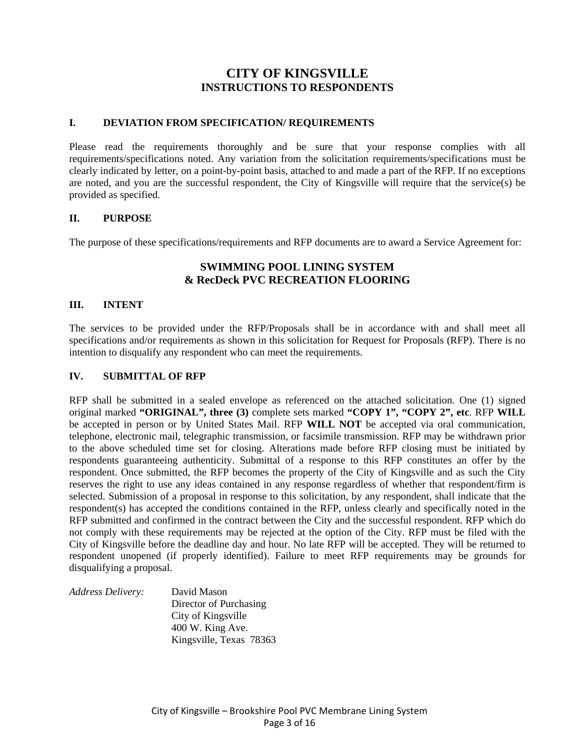# CITY OF KINGSVILLE
## INSTRUCTIONS TO RESPONDENTS

### I. DEVIATION FROM SPECIFICATION/ REQUIREMENTS

Please read the requirements thoroughly and be sure that your response complies with all requirements/specifications noted. Any variation from the solicitation requirements/specifications must be clearly indicated by letter, on a point-by-point basis, attached to and made a part of the RFP. If no exceptions are noted, and you are the successful respondent, the City of Kingsville will require that the service(s) be provided as specified.

### II. PURPOSE

The purpose of these specifications/requirements and RFP documents are to award a Service Agreement for:

**SWIMMING POOL LINING SYSTEM**
**& RecDeck PVC RECREATION FLOORING**

### III. INTENT

The services to be provided under the RFP/Proposals shall be in accordance with and shall meet all specifications and/or requirements as shown in this solicitation for Request for Proposals (RFP). There is no intention to disqualify any respondent who can meet the requirements.

### IV. SUBMITTAL OF RFP

RFP shall be submitted in a sealed envelope as referenced on the attached solicitation. One (1) signed original marked **"ORIGINAL", three (3)** complete sets marked **"COPY 1", "COPY 2", etc**. RFP **WILL** be accepted in person or by United States Mail. RFP **WILL NOT** be accepted via oral communication, telephone, electronic mail, telegraphic transmission, or facsimile transmission. RFP may be withdrawn prior to the above scheduled time set for closing. Alterations made before RFP closing must be initiated by respondents guaranteeing authenticity. Submittal of a response to this RFP constitutes an offer by the respondent. Once submitted, the RFP becomes the property of the City of Kingsville and as such the City reserves the right to use any ideas contained in any response regardless of whether that respondent/firm is selected. Submission of a proposal in response to this solicitation, by any respondent, shall indicate that the respondent(s) has accepted the conditions contained in the RFP, unless clearly and specifically noted in the RFP submitted and confirmed in the contract between the City and the successful respondent. RFP which do not comply with these requirements may be rejected at the option of the City. RFP must be filed with the City of Kingsville before the deadline day and hour. No late RFP will be accepted. They will be returned to respondent unopened (if properly identified). Failure to meet RFP requirements may be grounds for disqualifying a proposal.

*Address Delivery:*

David Mason
Director of Purchasing
City of Kingsville
400 W. King Ave.
Kingsville, Texas 78363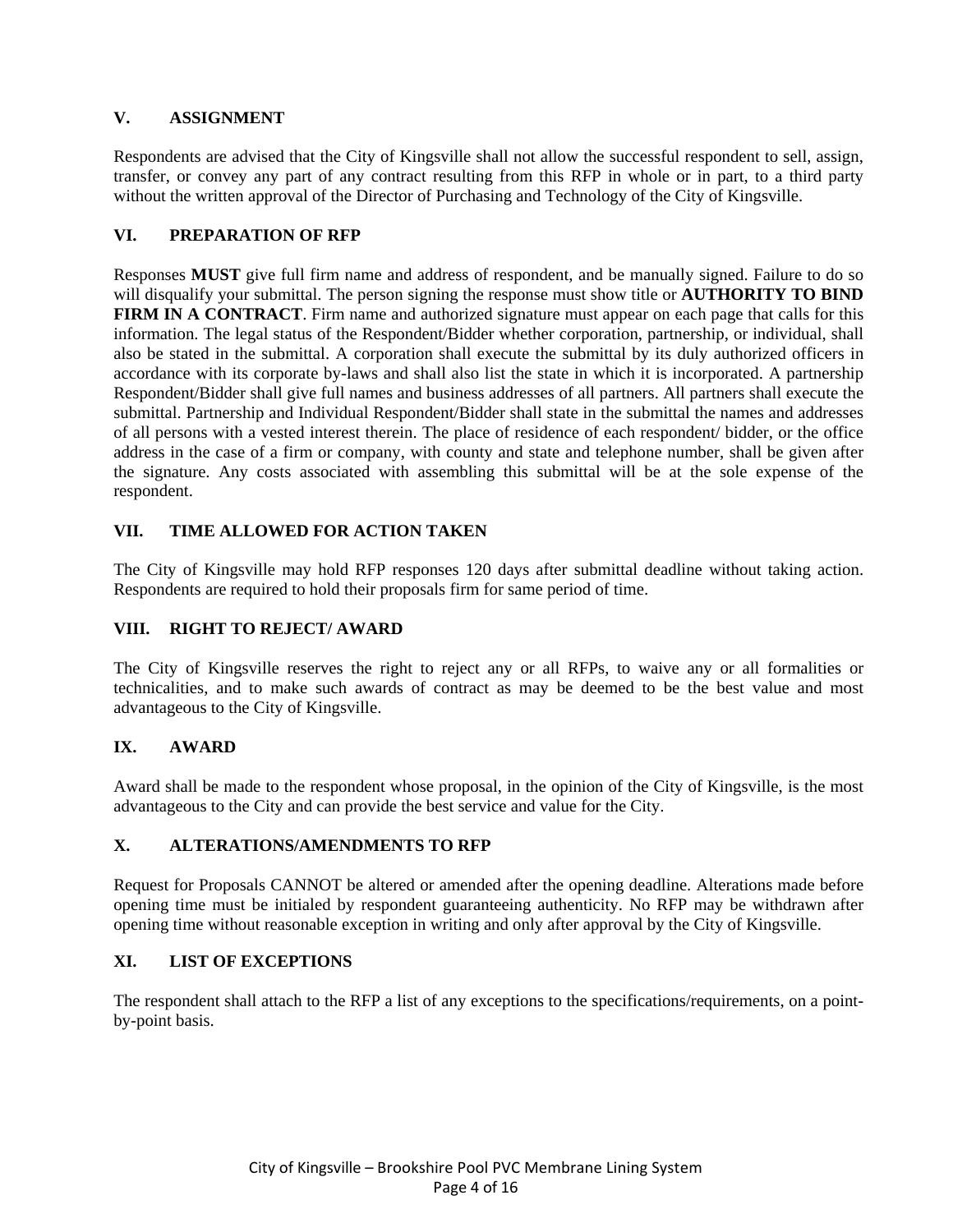## V. ASSIGNMENT

Respondents are advised that the City of Kingsville shall not allow the successful respondent to sell, assign, transfer, or convey any part of any contract resulting from this RFP in whole or in part, to a third party without the written approval of the Director of Purchasing and Technology of the City of Kingsville.

## VI. PREPARATION OF RFP

Responses **MUST** give full firm name and address of respondent, and be manually signed. Failure to do so will disqualify your submittal. The person signing the response must show title or **AUTHORITY TO BIND FIRM IN A CONTRACT**. Firm name and authorized signature must appear on each page that calls for this information. The legal status of the Respondent/Bidder whether corporation, partnership, or individual, shall also be stated in the submittal. A corporation shall execute the submittal by its duly authorized officers in accordance with its corporate by-laws and shall also list the state in which it is incorporated. A partnership Respondent/Bidder shall give full names and business addresses of all partners. All partners shall execute the submittal. Partnership and Individual Respondent/Bidder shall state in the submittal the names and addresses of all persons with a vested interest therein. The place of residence of each respondent/ bidder, or the office address in the case of a firm or company, with county and state and telephone number, shall be given after the signature. Any costs associated with assembling this submittal will be at the sole expense of the respondent.

## VII. TIME ALLOWED FOR ACTION TAKEN

The City of Kingsville may hold RFP responses 120 days after submittal deadline without taking action. Respondents are required to hold their proposals firm for same period of time.

## VIII. RIGHT TO REJECT/ AWARD

The City of Kingsville reserves the right to reject any or all RFPs, to waive any or all formalities or technicalities, and to make such awards of contract as may be deemed to be the best value and most advantageous to the City of Kingsville.

## IX. AWARD

Award shall be made to the respondent whose proposal, in the opinion of the City of Kingsville, is the most advantageous to the City and can provide the best service and value for the City.

## X. ALTERATIONS/AMENDMENTS TO RFP

Request for Proposals CANNOT be altered or amended after the opening deadline. Alterations made before opening time must be initialed by respondent guaranteeing authenticity. No RFP may be withdrawn after opening time without reasonable exception in writing and only after approval by the City of Kingsville.

## XI. LIST OF EXCEPTIONS

The respondent shall attach to the RFP a list of any exceptions to the specifications/requirements, on a point-by-point basis.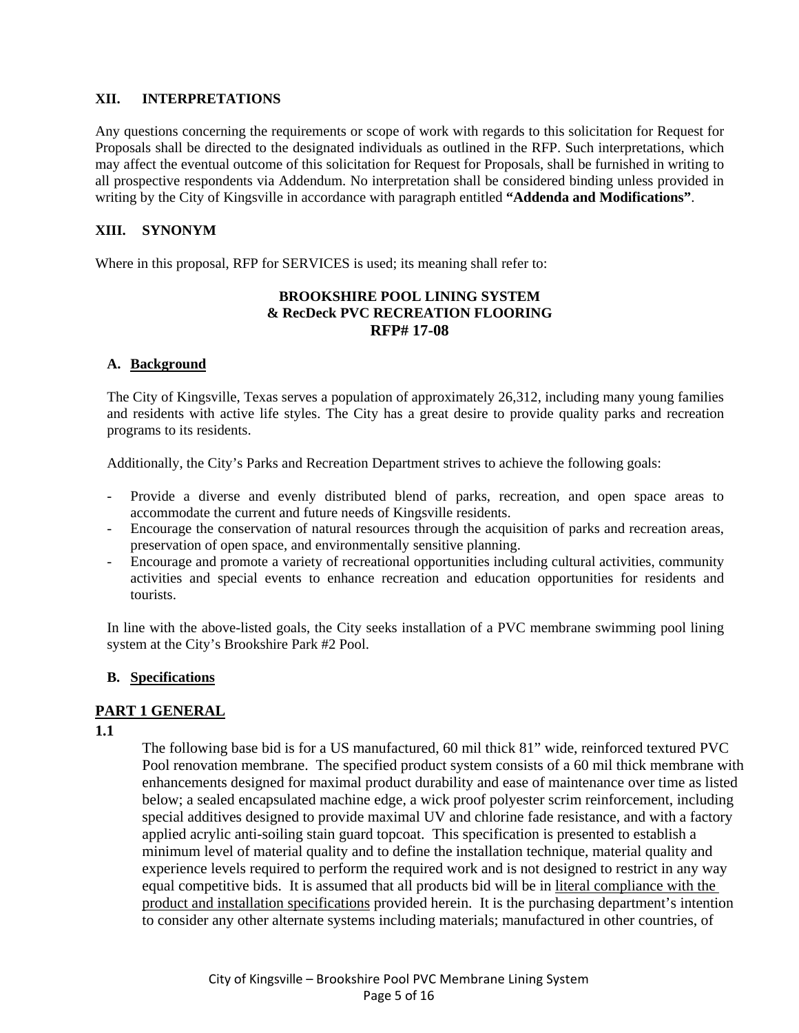## XII. INTERPRETATIONS

Any questions concerning the requirements or scope of work with regards to this solicitation for Request for Proposals shall be directed to the designated individuals as outlined in the RFP. Such interpretations, which may affect the eventual outcome of this solicitation for Request for Proposals, shall be furnished in writing to all prospective respondents via Addendum. No interpretation shall be considered binding unless provided in writing by the City of Kingsville in accordance with paragraph entitled **"Addenda and Modifications"**.

## XIII. SYNONYM

Where in this proposal, RFP for SERVICES is used; its meaning shall refer to:

**BROOKSHIRE POOL LINING SYSTEM**
**& RecDeck PVC RECREATION FLOORING**
**RFP# 17-08**

### A. Background

The City of Kingsville, Texas serves a population of approximately 26,312, including many young families and residents with active life styles. The City has a great desire to provide quality parks and recreation programs to its residents.

Additionally, the City's Parks and Recreation Department strives to achieve the following goals:

- Provide a diverse and evenly distributed blend of parks, recreation, and open space areas to accommodate the current and future needs of Kingsville residents.
- Encourage the conservation of natural resources through the acquisition of parks and recreation areas, preservation of open space, and environmentally sensitive planning.
- Encourage and promote a variety of recreational opportunities including cultural activities, community activities and special events to enhance recreation and education opportunities for residents and tourists.

In line with the above-listed goals, the City seeks installation of a PVC membrane swimming pool lining system at the City's Brookshire Park #2 Pool.

### B. Specifications

## PART 1 GENERAL

**1.1**

The following base bid is for a US manufactured, 60 mil thick 81" wide, reinforced textured PVC Pool renovation membrane. The specified product system consists of a 60 mil thick membrane with enhancements designed for maximal product durability and ease of maintenance over time as listed below; a sealed encapsulated machine edge, a wick proof polyester scrim reinforcement, including special additives designed to provide maximal UV and chlorine fade resistance, and with a factory applied acrylic anti-soiling stain guard topcoat. This specification is presented to establish a minimum level of material quality and to define the installation technique, material quality and experience levels required to perform the required work and is not designed to restrict in any way equal competitive bids. It is assumed that all products bid will be in literal compliance with the product and installation specifications provided herein. It is the purchasing department's intention to consider any other alternate systems including materials; manufactured in other countries, of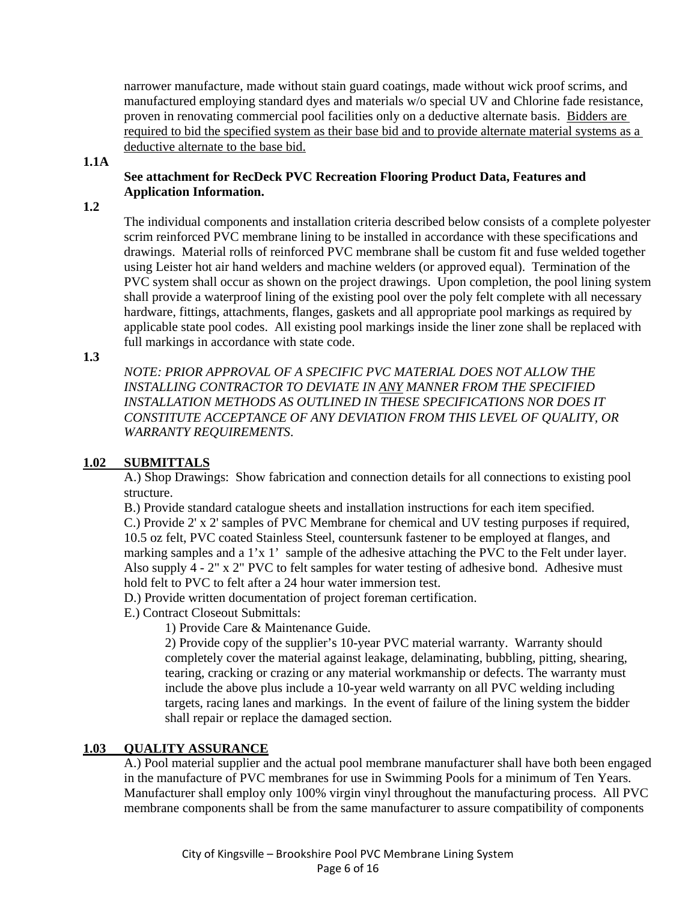narrower manufacture, made without stain guard coatings, made without wick proof scrims, and manufactured employing standard dyes and materials w/o special UV and Chlorine fade resistance, proven in renovating commercial pool facilities only on a deductive alternate basis. Bidders are required to bid the specified system as their base bid and to provide alternate material systems as a deductive alternate to the base bid.

**1.1A**

**See attachment for RecDeck PVC Recreation Flooring Product Data, Features and Application Information.**

**1.2**

The individual components and installation criteria described below consists of a complete polyester scrim reinforced PVC membrane lining to be installed in accordance with these specifications and drawings. Material rolls of reinforced PVC membrane shall be custom fit and fuse welded together using Leister hot air hand welders and machine welders (or approved equal). Termination of the PVC system shall occur as shown on the project drawings. Upon completion, the pool lining system shall provide a waterproof lining of the existing pool over the poly felt complete with all necessary hardware, fittings, attachments, flanges, gaskets and all appropriate pool markings as required by applicable state pool codes. All existing pool markings inside the liner zone shall be replaced with full markings in accordance with state code.

**1.3**

*NOTE: PRIOR APPROVAL OF A SPECIFIC PVC MATERIAL DOES NOT ALLOW THE INSTALLING CONTRACTOR TO DEVIATE IN ANY MANNER FROM THE SPECIFIED INSTALLATION METHODS AS OUTLINED IN THESE SPECIFICATIONS NOR DOES IT CONSTITUTE ACCEPTANCE OF ANY DEVIATION FROM THIS LEVEL OF QUALITY, OR WARRANTY REQUIREMENTS.*

## 1.02 SUBMITTALS

A.) Shop Drawings: Show fabrication and connection details for all connections to existing pool structure.

B.) Provide standard catalogue sheets and installation instructions for each item specified.

C.) Provide 2' x 2' samples of PVC Membrane for chemical and UV testing purposes if required, 10.5 oz felt, PVC coated Stainless Steel, countersunk fastener to be employed at flanges, and marking samples and a 1'x 1' sample of the adhesive attaching the PVC to the Felt under layer. Also supply 4 - 2" x 2" PVC to felt samples for water testing of adhesive bond. Adhesive must hold felt to PVC to felt after a 24 hour water immersion test.

D.) Provide written documentation of project foreman certification.

E.) Contract Closeout Submittals:

1) Provide Care & Maintenance Guide.

2) Provide copy of the supplier's 10-year PVC material warranty. Warranty should completely cover the material against leakage, delaminating, bubbling, pitting, shearing, tearing, cracking or crazing or any material workmanship or defects. The warranty must include the above plus include a 10-year weld warranty on all PVC welding including targets, racing lanes and markings. In the event of failure of the lining system the bidder shall repair or replace the damaged section.

## 1.03 QUALITY ASSURANCE

A.) Pool material supplier and the actual pool membrane manufacturer shall have both been engaged in the manufacture of PVC membranes for use in Swimming Pools for a minimum of Ten Years. Manufacturer shall employ only 100% virgin vinyl throughout the manufacturing process. All PVC membrane components shall be from the same manufacturer to assure compatibility of components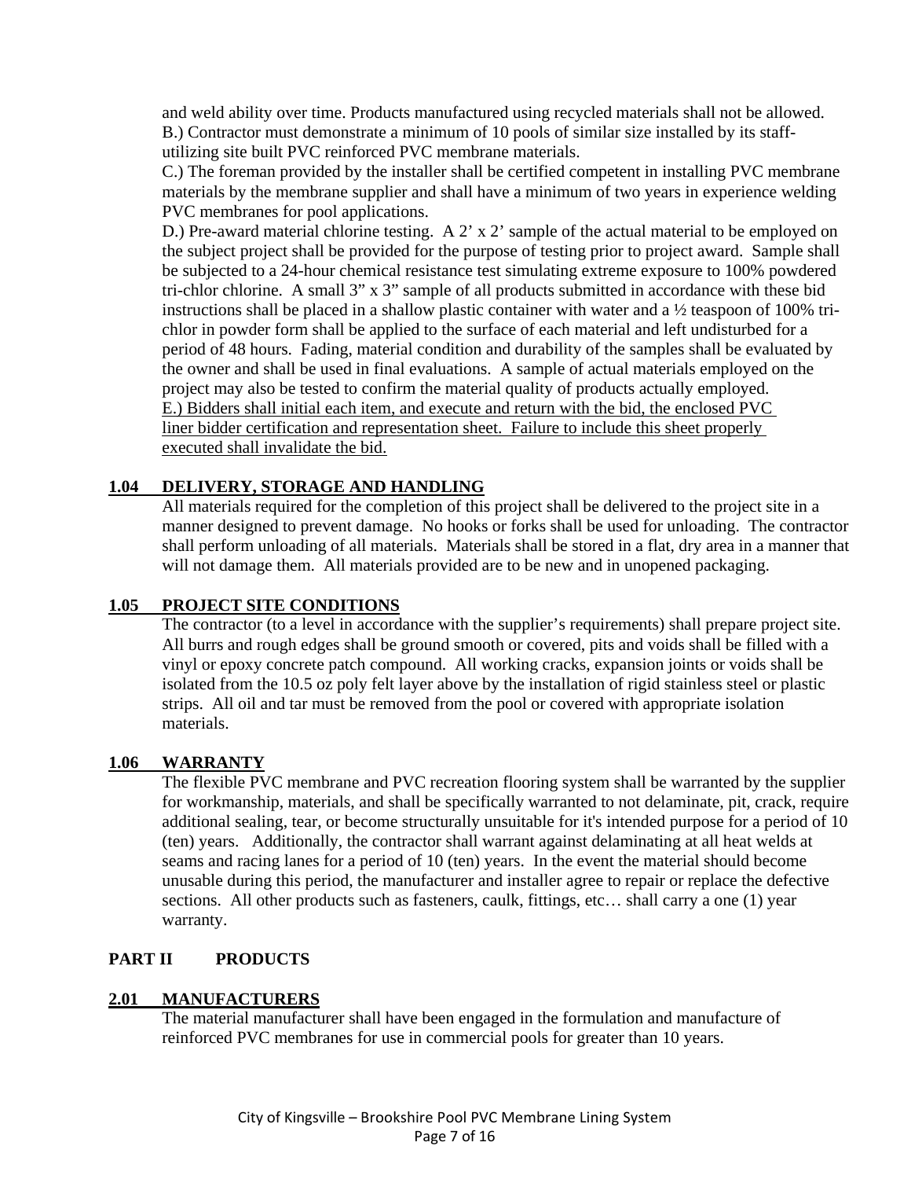and weld ability over time. Products manufactured using recycled materials shall not be allowed.

B.) Contractor must demonstrate a minimum of 10 pools of similar size installed by its staff-utilizing site built PVC reinforced PVC membrane materials.

C.) The foreman provided by the installer shall be certified competent in installing PVC membrane materials by the membrane supplier and shall have a minimum of two years in experience welding PVC membranes for pool applications.

D.) Pre-award material chlorine testing. A 2' x 2' sample of the actual material to be employed on the subject project shall be provided for the purpose of testing prior to project award. Sample shall be subjected to a 24-hour chemical resistance test simulating extreme exposure to 100% powdered tri-chlor chlorine. A small 3" x 3" sample of all products submitted in accordance with these bid instructions shall be placed in a shallow plastic container with water and a ½ teaspoon of 100% tri-chlor in powder form shall be applied to the surface of each material and left undisturbed for a period of 48 hours. Fading, material condition and durability of the samples shall be evaluated by the owner and shall be used in final evaluations. A sample of actual materials employed on the project may also be tested to confirm the material quality of products actually employed.

E.) Bidders shall initial each item, and execute and return with the bid, the enclosed PVC liner bidder certification and representation sheet. Failure to include this sheet properly executed shall invalidate the bid.

## 1.04 DELIVERY, STORAGE AND HANDLING

All materials required for the completion of this project shall be delivered to the project site in a manner designed to prevent damage. No hooks or forks shall be used for unloading. The contractor shall perform unloading of all materials. Materials shall be stored in a flat, dry area in a manner that will not damage them. All materials provided are to be new and in unopened packaging.

## 1.05 PROJECT SITE CONDITIONS

The contractor (to a level in accordance with the supplier's requirements) shall prepare project site. All burrs and rough edges shall be ground smooth or covered, pits and voids shall be filled with a vinyl or epoxy concrete patch compound. All working cracks, expansion joints or voids shall be isolated from the 10.5 oz poly felt layer above by the installation of rigid stainless steel or plastic strips. All oil and tar must be removed from the pool or covered with appropriate isolation materials.

## 1.06 WARRANTY

The flexible PVC membrane and PVC recreation flooring system shall be warranted by the supplier for workmanship, materials, and shall be specifically warranted to not delaminate, pit, crack, require additional sealing, tear, or become structurally unsuitable for it's intended purpose for a period of 10 (ten) years. Additionally, the contractor shall warrant against delaminating at all heat welds at seams and racing lanes for a period of 10 (ten) years. In the event the material should become unusable during this period, the manufacturer and installer agree to repair or replace the defective sections. All other products such as fasteners, caulk, fittings, etc… shall carry a one (1) year warranty.

# PART II PRODUCTS

## 2.01 MANUFACTURERS

The material manufacturer shall have been engaged in the formulation and manufacture of reinforced PVC membranes for use in commercial pools for greater than 10 years.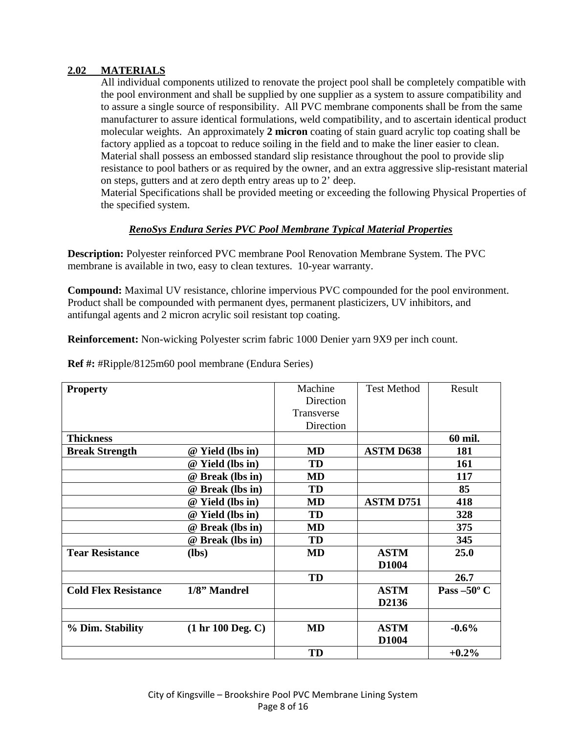## 2.02 MATERIALS

All individual components utilized to renovate the project pool shall be completely compatible with the pool environment and shall be supplied by one supplier as a system to assure compatibility and to assure a single source of responsibility. All PVC membrane components shall be from the same manufacturer to assure identical formulations, weld compatibility, and to ascertain identical product molecular weights. An approximately **2 micron** coating of stain guard acrylic top coating shall be factory applied as a topcoat to reduce soiling in the field and to make the liner easier to clean. Material shall possess an embossed standard slip resistance throughout the pool to provide slip resistance to pool bathers or as required by the owner, and an extra aggressive slip-resistant material on steps, gutters and at zero depth entry areas up to 2' deep.

Material Specifications shall be provided meeting or exceeding the following Physical Properties of the specified system.

***RenoSys Endura Series PVC Pool Membrane Typical Material Properties***

**Description:** Polyester reinforced PVC membrane Pool Renovation Membrane System. The PVC membrane is available in two, easy to clean textures. 10-year warranty.

**Compound:** Maximal UV resistance, chlorine impervious PVC compounded for the pool environment. Product shall be compounded with permanent dyes, permanent plasticizers, UV inhibitors, and antifungal agents and 2 micron acrylic soil resistant top coating.

**Reinforcement:** Non-wicking Polyester scrim fabric 1000 Denier yarn 9X9 per inch count.

**Ref #:** #Ripple/8125m60 pool membrane (Endura Series)

| **Property** | | Machine Direction Transverse Direction | Test Method | Result |
|---|---|---|---|---|
| **Thickness** | | | | **60 mil.** |
| **Break Strength** | **@ Yield (lbs in)** | **MD** | **ASTM D638** | **181** |
| | **@ Yield (lbs in)** | **TD** | | **161** |
| | **@ Break (lbs in)** | **MD** | | **117** |
| | **@ Break (lbs in)** | **TD** | | **85** |
| | **@ Yield (lbs in)** | **MD** | **ASTM D751** | **418** |
| | **@ Yield (lbs in)** | **TD** | | **328** |
| | **@ Break (lbs in)** | **MD** | | **375** |
| | **@ Break (lbs in)** | **TD** | | **345** |
| **Tear Resistance** | **(lbs)** | **MD** | **ASTM D1004** | **25.0** |
| | | **TD** | | **26.7** |
| **Cold Flex Resistance** | **1/8" Mandrel** | | **ASTM D2136** | **Pass –50º C** |
| | | | | |
| **% Dim. Stability** | **(1 hr 100 Deg. C)** | **MD** | **ASTM D1004** | **-0.6%** |
| | | **TD** | | **+0.2%** |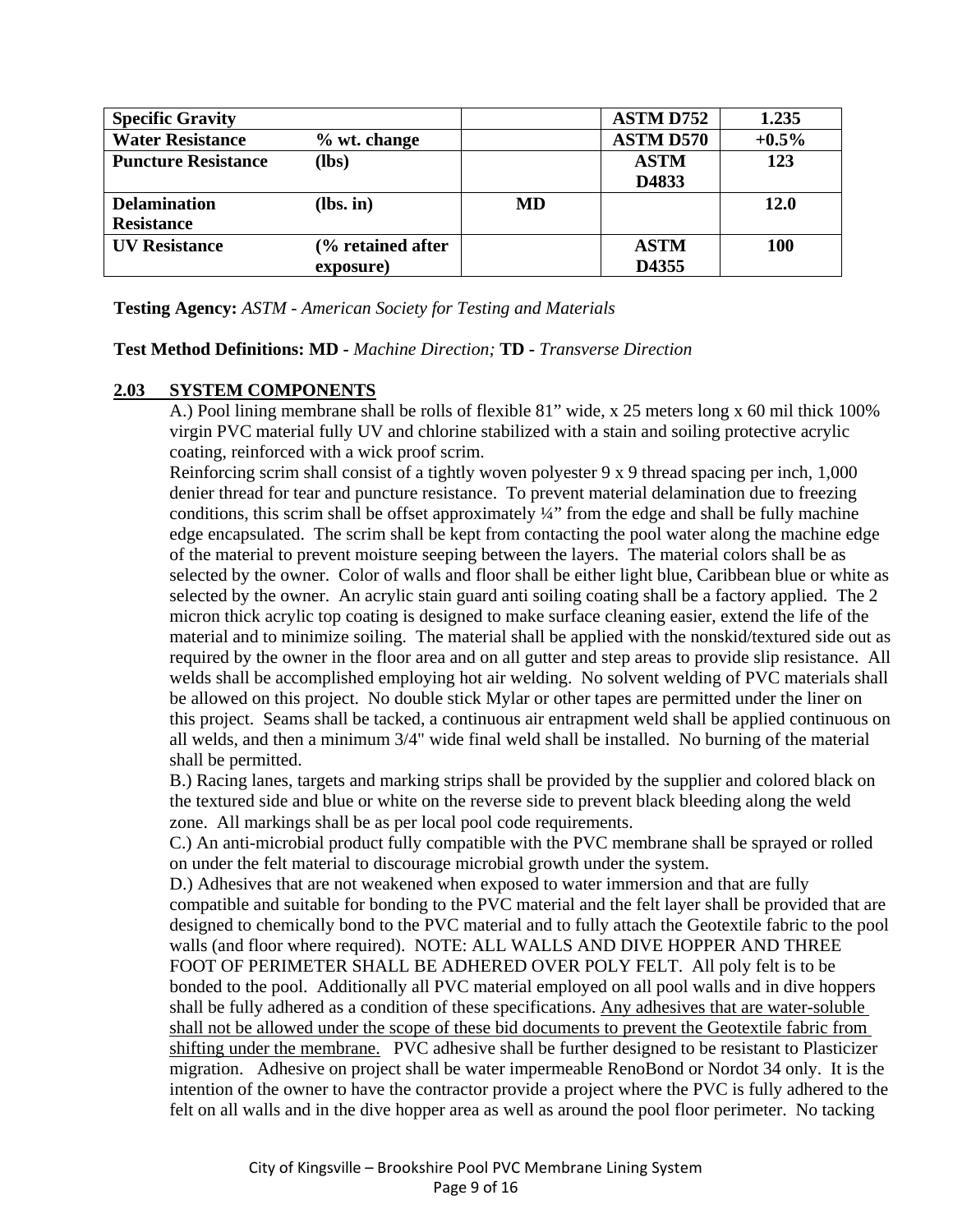| **Specific Gravity** | | | **ASTM D752** | **1.235** |
|---|---|---|---|---|
| **Water Resistance** | **% wt. change** | | **ASTM D570** | **+0.5%** |
| **Puncture Resistance** | **(lbs)** | | **ASTM D4833** | **123** |
| **Delamination Resistance** | **(lbs. in)** | **MD** | | **12.0** |
| **UV Resistance** | **(% retained after exposure)** | | **ASTM D4355** | **100** |

**Testing Agency:** *ASTM - American Society for Testing and Materials*

**Test Method Definitions: MD** - *Machine Direction;* **TD -** *Transverse Direction*

## 2.03 SYSTEM COMPONENTS

A.) Pool lining membrane shall be rolls of flexible 81" wide, x 25 meters long x 60 mil thick 100% virgin PVC material fully UV and chlorine stabilized with a stain and soiling protective acrylic coating, reinforced with a wick proof scrim.

Reinforcing scrim shall consist of a tightly woven polyester 9 x 9 thread spacing per inch, 1,000 denier thread for tear and puncture resistance. To prevent material delamination due to freezing conditions, this scrim shall be offset approximately ¼" from the edge and shall be fully machine edge encapsulated. The scrim shall be kept from contacting the pool water along the machine edge of the material to prevent moisture seeping between the layers. The material colors shall be as selected by the owner. Color of walls and floor shall be either light blue, Caribbean blue or white as selected by the owner. An acrylic stain guard anti soiling coating shall be a factory applied. The 2 micron thick acrylic top coating is designed to make surface cleaning easier, extend the life of the material and to minimize soiling. The material shall be applied with the nonskid/textured side out as required by the owner in the floor area and on all gutter and step areas to provide slip resistance. All welds shall be accomplished employing hot air welding. No solvent welding of PVC materials shall be allowed on this project. No double stick Mylar or other tapes are permitted under the liner on this project. Seams shall be tacked, a continuous air entrapment weld shall be applied continuous on all welds, and then a minimum 3/4" wide final weld shall be installed. No burning of the material shall be permitted.

B.) Racing lanes, targets and marking strips shall be provided by the supplier and colored black on the textured side and blue or white on the reverse side to prevent black bleeding along the weld zone. All markings shall be as per local pool code requirements.

C.) An anti-microbial product fully compatible with the PVC membrane shall be sprayed or rolled on under the felt material to discourage microbial growth under the system.

D.) Adhesives that are not weakened when exposed to water immersion and that are fully compatible and suitable for bonding to the PVC material and the felt layer shall be provided that are designed to chemically bond to the PVC material and to fully attach the Geotextile fabric to the pool walls (and floor where required). NOTE: ALL WALLS AND DIVE HOPPER AND THREE FOOT OF PERIMETER SHALL BE ADHERED OVER POLY FELT. All poly felt is to be bonded to the pool. Additionally all PVC material employed on all pool walls and in dive hoppers shall be fully adhered as a condition of these specifications. <u>Any adhesives that are water-soluble shall not be allowed under the scope of these bid documents to prevent the Geotextile fabric from shifting under the membrane.</u> PVC adhesive shall be further designed to be resistant to Plasticizer migration. Adhesive on project shall be water impermeable RenoBond or Nordot 34 only. It is the intention of the owner to have the contractor provide a project where the PVC is fully adhered to the felt on all walls and in the dive hopper area as well as around the pool floor perimeter. No tacking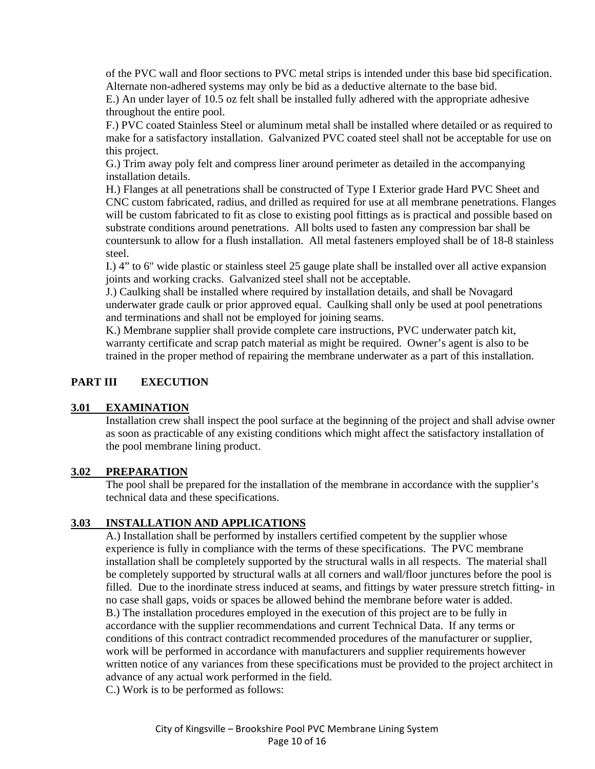of the PVC wall and floor sections to PVC metal strips is intended under this base bid specification. Alternate non-adhered systems may only be bid as a deductive alternate to the base bid.

E.) An under layer of 10.5 oz felt shall be installed fully adhered with the appropriate adhesive throughout the entire pool.

F.) PVC coated Stainless Steel or aluminum metal shall be installed where detailed or as required to make for a satisfactory installation. Galvanized PVC coated steel shall not be acceptable for use on this project.

G.) Trim away poly felt and compress liner around perimeter as detailed in the accompanying installation details.

H.) Flanges at all penetrations shall be constructed of Type I Exterior grade Hard PVC Sheet and CNC custom fabricated, radius, and drilled as required for use at all membrane penetrations. Flanges will be custom fabricated to fit as close to existing pool fittings as is practical and possible based on substrate conditions around penetrations. All bolts used to fasten any compression bar shall be countersunk to allow for a flush installation. All metal fasteners employed shall be of 18-8 stainless steel.

I.) 4" to 6" wide plastic or stainless steel 25 gauge plate shall be installed over all active expansion joints and working cracks. Galvanized steel shall not be acceptable.

J.) Caulking shall be installed where required by installation details, and shall be Novagard underwater grade caulk or prior approved equal. Caulking shall only be used at pool penetrations and terminations and shall not be employed for joining seams.

K.) Membrane supplier shall provide complete care instructions, PVC underwater patch kit, warranty certificate and scrap patch material as might be required. Owner's agent is also to be trained in the proper method of repairing the membrane underwater as a part of this installation.

## PART III EXECUTION

### 3.01 EXAMINATION

Installation crew shall inspect the pool surface at the beginning of the project and shall advise owner as soon as practicable of any existing conditions which might affect the satisfactory installation of the pool membrane lining product.

### 3.02 PREPARATION

The pool shall be prepared for the installation of the membrane in accordance with the supplier's technical data and these specifications.

### 3.03 INSTALLATION AND APPLICATIONS

A.) Installation shall be performed by installers certified competent by the supplier whose experience is fully in compliance with the terms of these specifications. The PVC membrane installation shall be completely supported by the structural walls in all respects. The material shall be completely supported by structural walls at all corners and wall/floor junctures before the pool is filled. Due to the inordinate stress induced at seams, and fittings by water pressure stretch fitting- in no case shall gaps, voids or spaces be allowed behind the membrane before water is added.

B.) The installation procedures employed in the execution of this project are to be fully in accordance with the supplier recommendations and current Technical Data. If any terms or conditions of this contract contradict recommended procedures of the manufacturer or supplier, work will be performed in accordance with manufacturers and supplier requirements however written notice of any variances from these specifications must be provided to the project architect in advance of any actual work performed in the field.

C.) Work is to be performed as follows: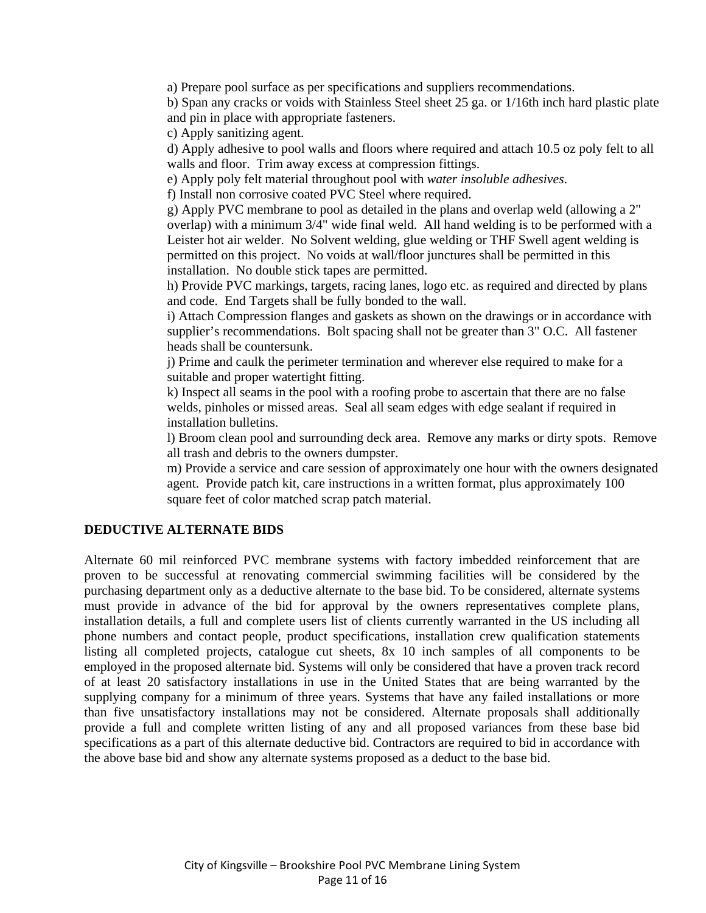a) Prepare pool surface as per specifications and suppliers recommendations.
b) Span any cracks or voids with Stainless Steel sheet 25 ga. or 1/16th inch hard plastic plate and pin in place with appropriate fasteners.
c) Apply sanitizing agent.
d) Apply adhesive to pool walls and floors where required and attach 10.5 oz poly felt to all walls and floor. Trim away excess at compression fittings.
e) Apply poly felt material throughout pool with *water insoluble adhesives*.
f) Install non corrosive coated PVC Steel where required.
g) Apply PVC membrane to pool as detailed in the plans and overlap weld (allowing a 2" overlap) with a minimum 3/4" wide final weld. All hand welding is to be performed with a Leister hot air welder. No Solvent welding, glue welding or THF Swell agent welding is permitted on this project. No voids at wall/floor junctures shall be permitted in this installation. No double stick tapes are permitted.
h) Provide PVC markings, targets, racing lanes, logo etc. as required and directed by plans and code. End Targets shall be fully bonded to the wall.
i) Attach Compression flanges and gaskets as shown on the drawings or in accordance with supplier's recommendations. Bolt spacing shall not be greater than 3" O.C. All fastener heads shall be countersunk.
j) Prime and caulk the perimeter termination and wherever else required to make for a suitable and proper watertight fitting.
k) Inspect all seams in the pool with a roofing probe to ascertain that there are no false welds, pinholes or missed areas. Seal all seam edges with edge sealant if required in installation bulletins.
l) Broom clean pool and surrounding deck area. Remove any marks or dirty spots. Remove all trash and debris to the owners dumpster.
m) Provide a service and care session of approximately one hour with the owners designated agent. Provide patch kit, care instructions in a written format, plus approximately 100 square feet of color matched scrap patch material.

**DEDUCTIVE ALTERNATE BIDS**

Alternate 60 mil reinforced PVC membrane systems with factory imbedded reinforcement that are proven to be successful at renovating commercial swimming facilities will be considered by the purchasing department only as a deductive alternate to the base bid. To be considered, alternate systems must provide in advance of the bid for approval by the owners representatives complete plans, installation details, a full and complete users list of clients currently warranted in the US including all phone numbers and contact people, product specifications, installation crew qualification statements listing all completed projects, catalogue cut sheets, 8x 10 inch samples of all components to be employed in the proposed alternate bid. Systems will only be considered that have a proven track record of at least 20 satisfactory installations in use in the United States that are being warranted by the supplying company for a minimum of three years. Systems that have any failed installations or more than five unsatisfactory installations may not be considered. Alternate proposals shall additionally provide a full and complete written listing of any and all proposed variances from these base bid specifications as a part of this alternate deductive bid. Contractors are required to bid in accordance with the above base bid and show any alternate systems proposed as a deduct to the base bid.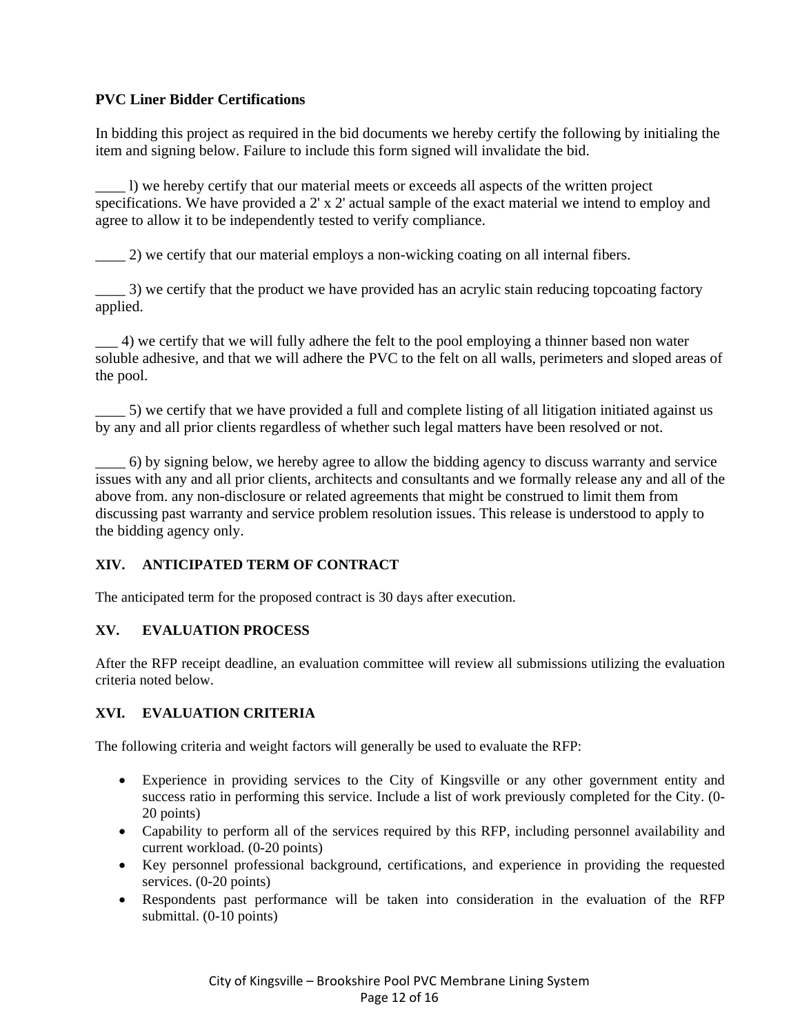**PVC Liner Bidder Certifications**

In bidding this project as required in the bid documents we hereby certify the following by initialing the item and signing below. Failure to include this form signed will invalidate the bid.

____ l) we hereby certify that our material meets or exceeds all aspects of the written project specifications. We have provided a 2' x 2' actual sample of the exact material we intend to employ and agree to allow it to be independently tested to verify compliance.

____ 2) we certify that our material employs a non-wicking coating on all internal fibers.

____ 3) we certify that the product we have provided has an acrylic stain reducing topcoating factory applied.

___ 4) we certify that we will fully adhere the felt to the pool employing a thinner based non water soluble adhesive, and that we will adhere the PVC to the felt on all walls, perimeters and sloped areas of the pool.

____ 5) we certify that we have provided a full and complete listing of all litigation initiated against us by any and all prior clients regardless of whether such legal matters have been resolved or not.

____ 6) by signing below, we hereby agree to allow the bidding agency to discuss warranty and service issues with any and all prior clients, architects and consultants and we formally release any and all of the above from. any non-disclosure or related agreements that might be construed to limit them from discussing past warranty and service problem resolution issues. This release is understood to apply to the bidding agency only.

## XIV. ANTICIPATED TERM OF CONTRACT

The anticipated term for the proposed contract is 30 days after execution.

## XV. EVALUATION PROCESS

After the RFP receipt deadline, an evaluation committee will review all submissions utilizing the evaluation criteria noted below.

## XVI. EVALUATION CRITERIA

The following criteria and weight factors will generally be used to evaluate the RFP:

- Experience in providing services to the City of Kingsville or any other government entity and success ratio in performing this service. Include a list of work previously completed for the City. (0-20 points)
- Capability to perform all of the services required by this RFP, including personnel availability and current workload. (0-20 points)
- Key personnel professional background, certifications, and experience in providing the requested services. (0-20 points)
- Respondents past performance will be taken into consideration in the evaluation of the RFP submittal. (0-10 points)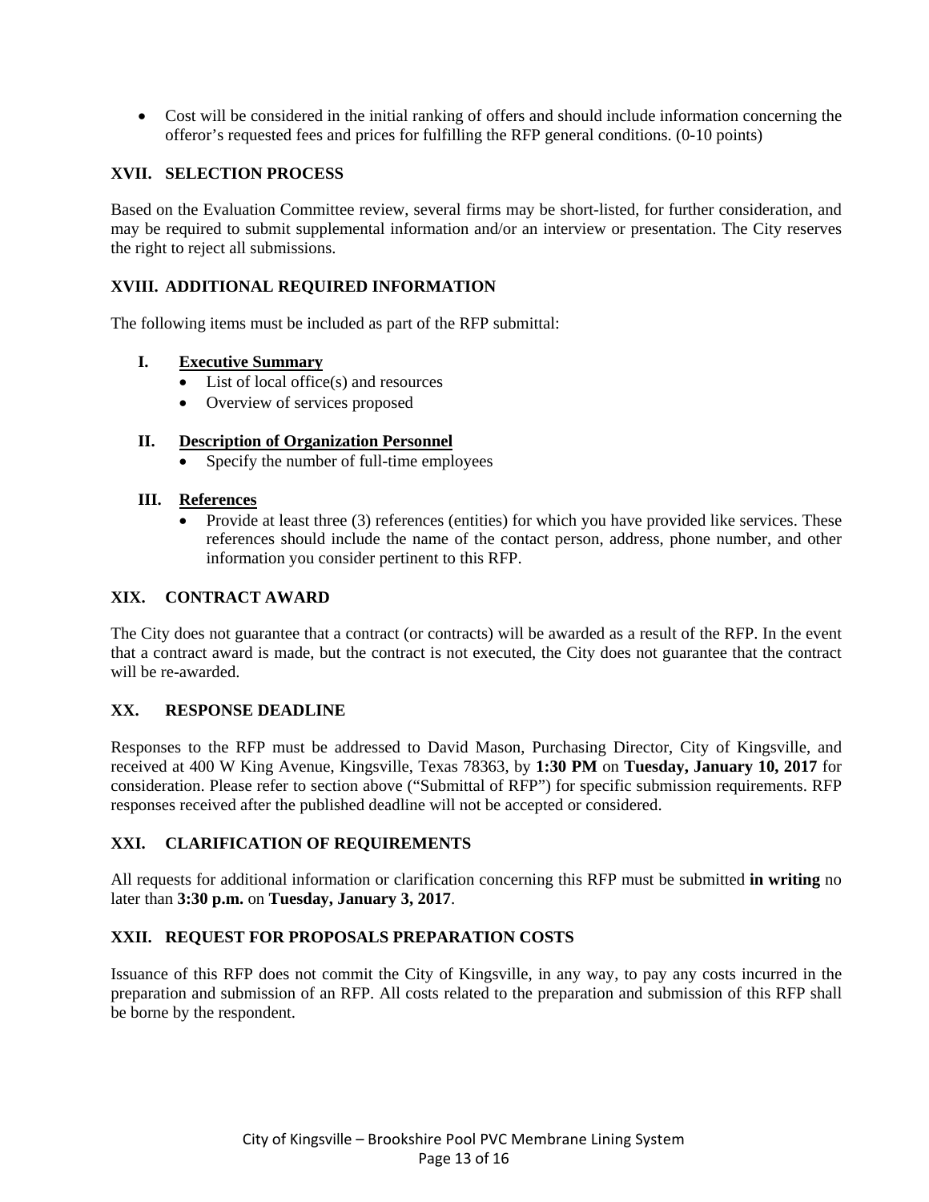- Cost will be considered in the initial ranking of offers and should include information concerning the offeror's requested fees and prices for fulfilling the RFP general conditions. (0-10 points)

## XVII. SELECTION PROCESS

Based on the Evaluation Committee review, several firms may be short-listed, for further consideration, and may be required to submit supplemental information and/or an interview or presentation. The City reserves the right to reject all submissions.

## XVIII. ADDITIONAL REQUIRED INFORMATION

The following items must be included as part of the RFP submittal:

### I. Executive Summary

- List of local office(s) and resources
- Overview of services proposed

### II. Description of Organization Personnel

- Specify the number of full-time employees

### III. References

- Provide at least three (3) references (entities) for which you have provided like services. These references should include the name of the contact person, address, phone number, and other information you consider pertinent to this RFP.

## XIX. CONTRACT AWARD

The City does not guarantee that a contract (or contracts) will be awarded as a result of the RFP. In the event that a contract award is made, but the contract is not executed, the City does not guarantee that the contract will be re-awarded.

## XX. RESPONSE DEADLINE

Responses to the RFP must be addressed to David Mason, Purchasing Director, City of Kingsville, and received at 400 W King Avenue, Kingsville, Texas 78363, by **1:30 PM** on **Tuesday, January 10, 2017** for consideration. Please refer to section above ("Submittal of RFP") for specific submission requirements. RFP responses received after the published deadline will not be accepted or considered.

## XXI. CLARIFICATION OF REQUIREMENTS

All requests for additional information or clarification concerning this RFP must be submitted **in writing** no later than **3:30 p.m.** on **Tuesday, January 3, 2017**.

## XXII. REQUEST FOR PROPOSALS PREPARATION COSTS

Issuance of this RFP does not commit the City of Kingsville, in any way, to pay any costs incurred in the preparation and submission of an RFP. All costs related to the preparation and submission of this RFP shall be borne by the respondent.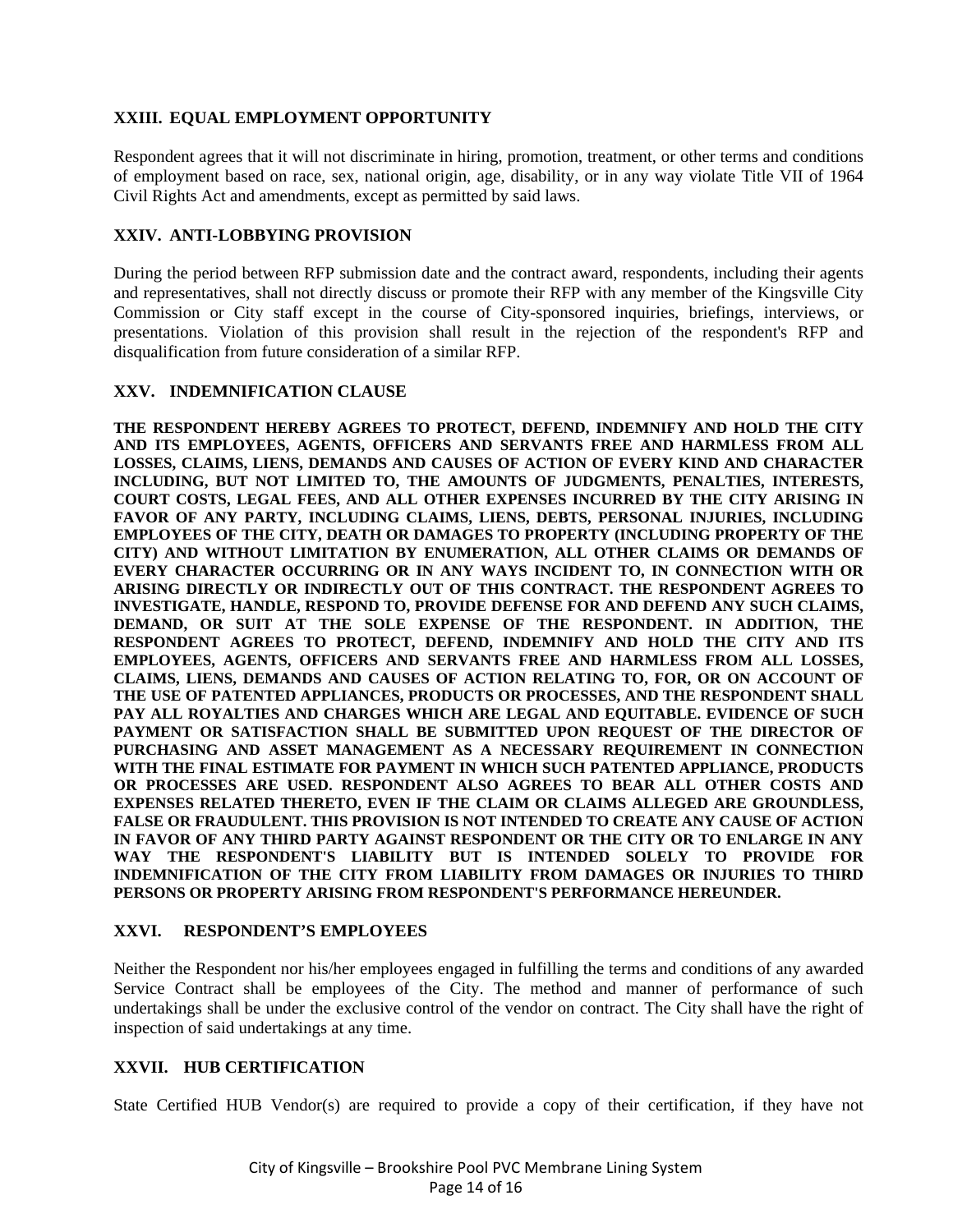### XXIII. EQUAL EMPLOYMENT OPPORTUNITY

Respondent agrees that it will not discriminate in hiring, promotion, treatment, or other terms and conditions of employment based on race, sex, national origin, age, disability, or in any way violate Title VII of 1964 Civil Rights Act and amendments, except as permitted by said laws.

### XXIV. ANTI-LOBBYING PROVISION

During the period between RFP submission date and the contract award, respondents, including their agents and representatives, shall not directly discuss or promote their RFP with any member of the Kingsville City Commission or City staff except in the course of City-sponsored inquiries, briefings, interviews, or presentations. Violation of this provision shall result in the rejection of the respondent's RFP and disqualification from future consideration of a similar RFP.

### XXV. INDEMNIFICATION CLAUSE

**THE RESPONDENT HEREBY AGREES TO PROTECT, DEFEND, INDEMNIFY AND HOLD THE CITY AND ITS EMPLOYEES, AGENTS, OFFICERS AND SERVANTS FREE AND HARMLESS FROM ALL LOSSES, CLAIMS, LIENS, DEMANDS AND CAUSES OF ACTION OF EVERY KIND AND CHARACTER INCLUDING, BUT NOT LIMITED TO, THE AMOUNTS OF JUDGMENTS, PENALTIES, INTERESTS, COURT COSTS, LEGAL FEES, AND ALL OTHER EXPENSES INCURRED BY THE CITY ARISING IN FAVOR OF ANY PARTY, INCLUDING CLAIMS, LIENS, DEBTS, PERSONAL INJURIES, INCLUDING EMPLOYEES OF THE CITY, DEATH OR DAMAGES TO PROPERTY (INCLUDING PROPERTY OF THE CITY) AND WITHOUT LIMITATION BY ENUMERATION, ALL OTHER CLAIMS OR DEMANDS OF EVERY CHARACTER OCCURRING OR IN ANY WAYS INCIDENT TO, IN CONNECTION WITH OR ARISING DIRECTLY OR INDIRECTLY OUT OF THIS CONTRACT. THE RESPONDENT AGREES TO INVESTIGATE, HANDLE, RESPOND TO, PROVIDE DEFENSE FOR AND DEFEND ANY SUCH CLAIMS, DEMAND, OR SUIT AT THE SOLE EXPENSE OF THE RESPONDENT. IN ADDITION, THE RESPONDENT AGREES TO PROTECT, DEFEND, INDEMNIFY AND HOLD THE CITY AND ITS EMPLOYEES, AGENTS, OFFICERS AND SERVANTS FREE AND HARMLESS FROM ALL LOSSES, CLAIMS, LIENS, DEMANDS AND CAUSES OF ACTION RELATING TO, FOR, OR ON ACCOUNT OF THE USE OF PATENTED APPLIANCES, PRODUCTS OR PROCESSES, AND THE RESPONDENT SHALL PAY ALL ROYALTIES AND CHARGES WHICH ARE LEGAL AND EQUITABLE. EVIDENCE OF SUCH PAYMENT OR SATISFACTION SHALL BE SUBMITTED UPON REQUEST OF THE DIRECTOR OF PURCHASING AND ASSET MANAGEMENT AS A NECESSARY REQUIREMENT IN CONNECTION WITH THE FINAL ESTIMATE FOR PAYMENT IN WHICH SUCH PATENTED APPLIANCE, PRODUCTS OR PROCESSES ARE USED. RESPONDENT ALSO AGREES TO BEAR ALL OTHER COSTS AND EXPENSES RELATED THERETO, EVEN IF THE CLAIM OR CLAIMS ALLEGED ARE GROUNDLESS, FALSE OR FRAUDULENT. THIS PROVISION IS NOT INTENDED TO CREATE ANY CAUSE OF ACTION IN FAVOR OF ANY THIRD PARTY AGAINST RESPONDENT OR THE CITY OR TO ENLARGE IN ANY WAY THE RESPONDENT'S LIABILITY BUT IS INTENDED SOLELY TO PROVIDE FOR INDEMNIFICATION OF THE CITY FROM LIABILITY FROM DAMAGES OR INJURIES TO THIRD PERSONS OR PROPERTY ARISING FROM RESPONDENT'S PERFORMANCE HEREUNDER.**

### XXVI. RESPONDENT'S EMPLOYEES

Neither the Respondent nor his/her employees engaged in fulfilling the terms and conditions of any awarded Service Contract shall be employees of the City. The method and manner of performance of such undertakings shall be under the exclusive control of the vendor on contract. The City shall have the right of inspection of said undertakings at any time.

### XXVII. HUB CERTIFICATION

State Certified HUB Vendor(s) are required to provide a copy of their certification, if they have not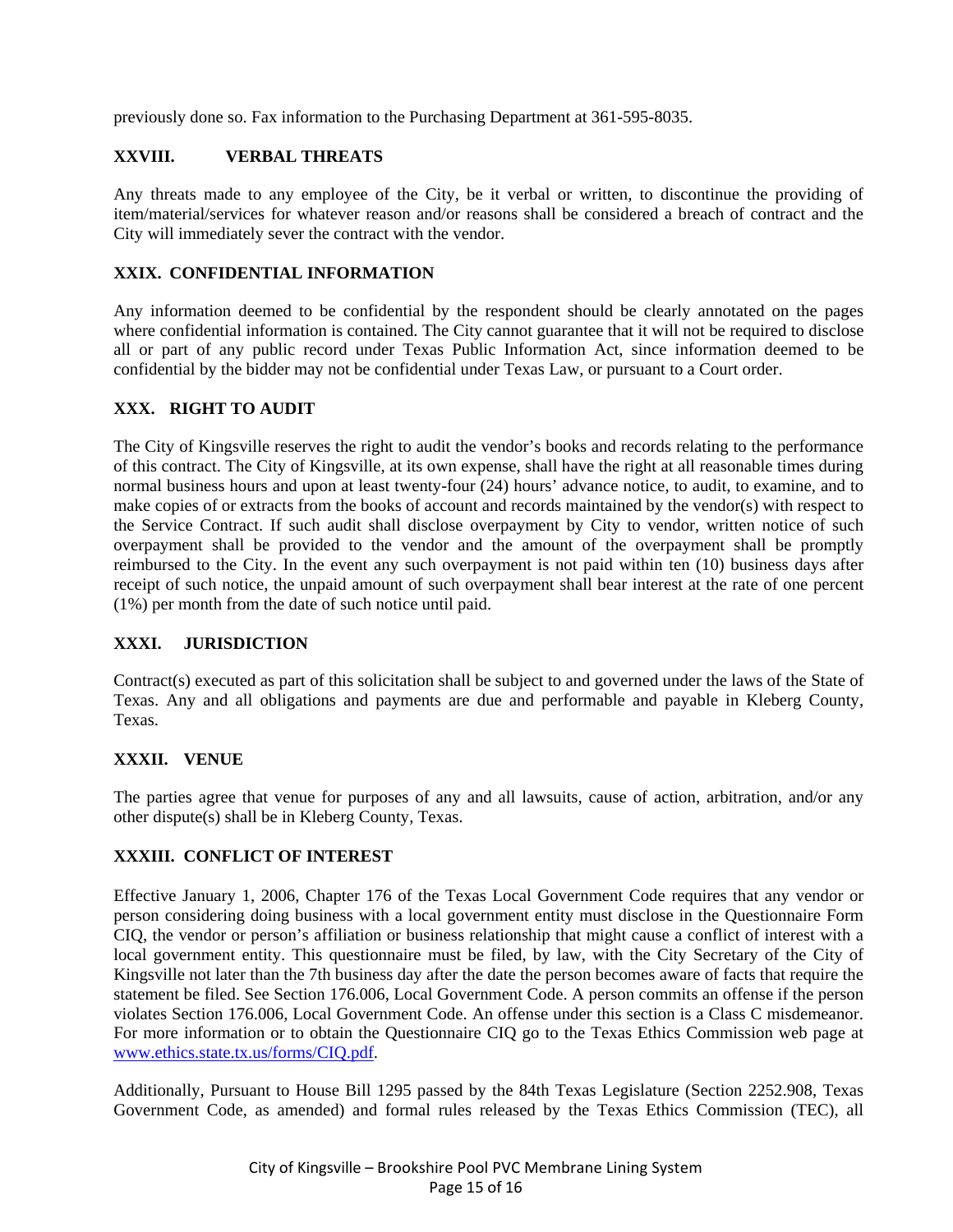previously done so. Fax information to the Purchasing Department at 361-595-8035.

## XXVIII. VERBAL THREATS

Any threats made to any employee of the City, be it verbal or written, to discontinue the providing of item/material/services for whatever reason and/or reasons shall be considered a breach of contract and the City will immediately sever the contract with the vendor.

## XXIX. CONFIDENTIAL INFORMATION

Any information deemed to be confidential by the respondent should be clearly annotated on the pages where confidential information is contained. The City cannot guarantee that it will not be required to disclose all or part of any public record under Texas Public Information Act, since information deemed to be confidential by the bidder may not be confidential under Texas Law, or pursuant to a Court order.

## XXX. RIGHT TO AUDIT

The City of Kingsville reserves the right to audit the vendor's books and records relating to the performance of this contract. The City of Kingsville, at its own expense, shall have the right at all reasonable times during normal business hours and upon at least twenty-four (24) hours' advance notice, to audit, to examine, and to make copies of or extracts from the books of account and records maintained by the vendor(s) with respect to the Service Contract. If such audit shall disclose overpayment by City to vendor, written notice of such overpayment shall be provided to the vendor and the amount of the overpayment shall be promptly reimbursed to the City. In the event any such overpayment is not paid within ten (10) business days after receipt of such notice, the unpaid amount of such overpayment shall bear interest at the rate of one percent (1%) per month from the date of such notice until paid.

## XXXI. JURISDICTION

Contract(s) executed as part of this solicitation shall be subject to and governed under the laws of the State of Texas. Any and all obligations and payments are due and performable and payable in Kleberg County, Texas.

## XXXII. VENUE

The parties agree that venue for purposes of any and all lawsuits, cause of action, arbitration, and/or any other dispute(s) shall be in Kleberg County, Texas.

## XXXIII. CONFLICT OF INTEREST

Effective January 1, 2006, Chapter 176 of the Texas Local Government Code requires that any vendor or person considering doing business with a local government entity must disclose in the Questionnaire Form CIQ, the vendor or person's affiliation or business relationship that might cause a conflict of interest with a local government entity. This questionnaire must be filed, by law, with the City Secretary of the City of Kingsville not later than the 7th business day after the date the person becomes aware of facts that require the statement be filed. See Section 176.006, Local Government Code. A person commits an offense if the person violates Section 176.006, Local Government Code. An offense under this section is a Class C misdemeanor. For more information or to obtain the Questionnaire CIQ go to the Texas Ethics Commission web page at www.ethics.state.tx.us/forms/CIQ.pdf.

Additionally, Pursuant to House Bill 1295 passed by the 84th Texas Legislature (Section 2252.908, Texas Government Code, as amended) and formal rules released by the Texas Ethics Commission (TEC), all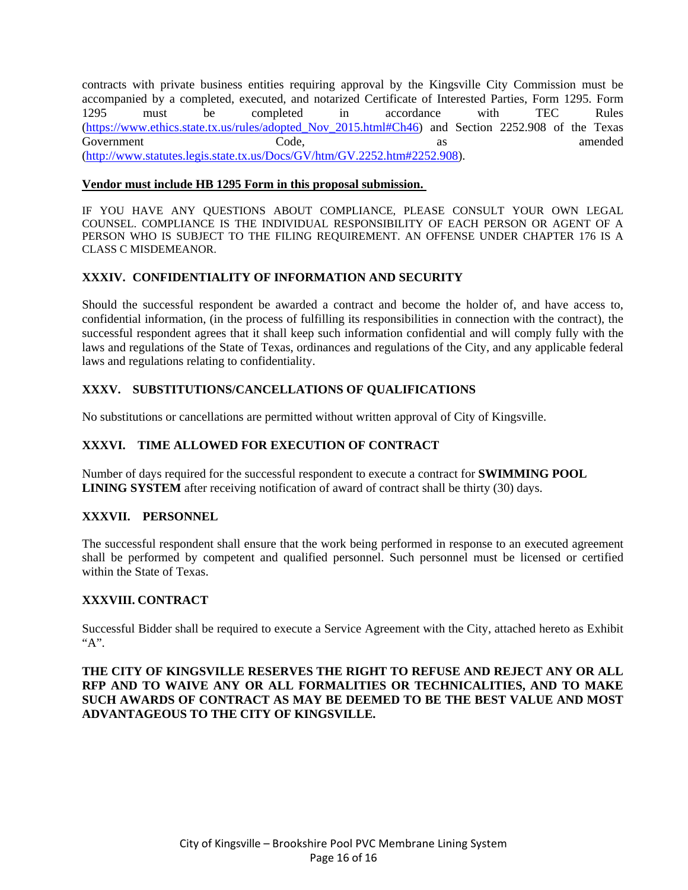contracts with private business entities requiring approval by the Kingsville City Commission must be accompanied by a completed, executed, and notarized Certificate of Interested Parties, Form 1295. Form 1295 must be completed in accordance with TEC Rules (https://www.ethics.state.tx.us/rules/adopted_Nov_2015.html#Ch46) and Section 2252.908 of the Texas Government Code, as amended (http://www.statutes.legis.state.tx.us/Docs/GV/htm/GV.2252.htm#2252.908).

**Vendor must include HB 1295 Form in this proposal submission.**

IF YOU HAVE ANY QUESTIONS ABOUT COMPLIANCE, PLEASE CONSULT YOUR OWN LEGAL COUNSEL. COMPLIANCE IS THE INDIVIDUAL RESPONSIBILITY OF EACH PERSON OR AGENT OF A PERSON WHO IS SUBJECT TO THE FILING REQUIREMENT. AN OFFENSE UNDER CHAPTER 176 IS A CLASS C MISDEMEANOR.

## XXXIV. CONFIDENTIALITY OF INFORMATION AND SECURITY

Should the successful respondent be awarded a contract and become the holder of, and have access to, confidential information, (in the process of fulfilling its responsibilities in connection with the contract), the successful respondent agrees that it shall keep such information confidential and will comply fully with the laws and regulations of the State of Texas, ordinances and regulations of the City, and any applicable federal laws and regulations relating to confidentiality.

## XXXV. SUBSTITUTIONS/CANCELLATIONS OF QUALIFICATIONS

No substitutions or cancellations are permitted without written approval of City of Kingsville.

## XXXVI. TIME ALLOWED FOR EXECUTION OF CONTRACT

Number of days required for the successful respondent to execute a contract for **SWIMMING POOL LINING SYSTEM** after receiving notification of award of contract shall be thirty (30) days.

## XXXVII. PERSONNEL

The successful respondent shall ensure that the work being performed in response to an executed agreement shall be performed by competent and qualified personnel. Such personnel must be licensed or certified within the State of Texas.

## XXXVIII. CONTRACT

Successful Bidder shall be required to execute a Service Agreement with the City, attached hereto as Exhibit "A".

**THE CITY OF KINGSVILLE RESERVES THE RIGHT TO REFUSE AND REJECT ANY OR ALL RFP AND TO WAIVE ANY OR ALL FORMALITIES OR TECHNICALITIES, AND TO MAKE SUCH AWARDS OF CONTRACT AS MAY BE DEEMED TO BE THE BEST VALUE AND MOST ADVANTAGEOUS TO THE CITY OF KINGSVILLE.**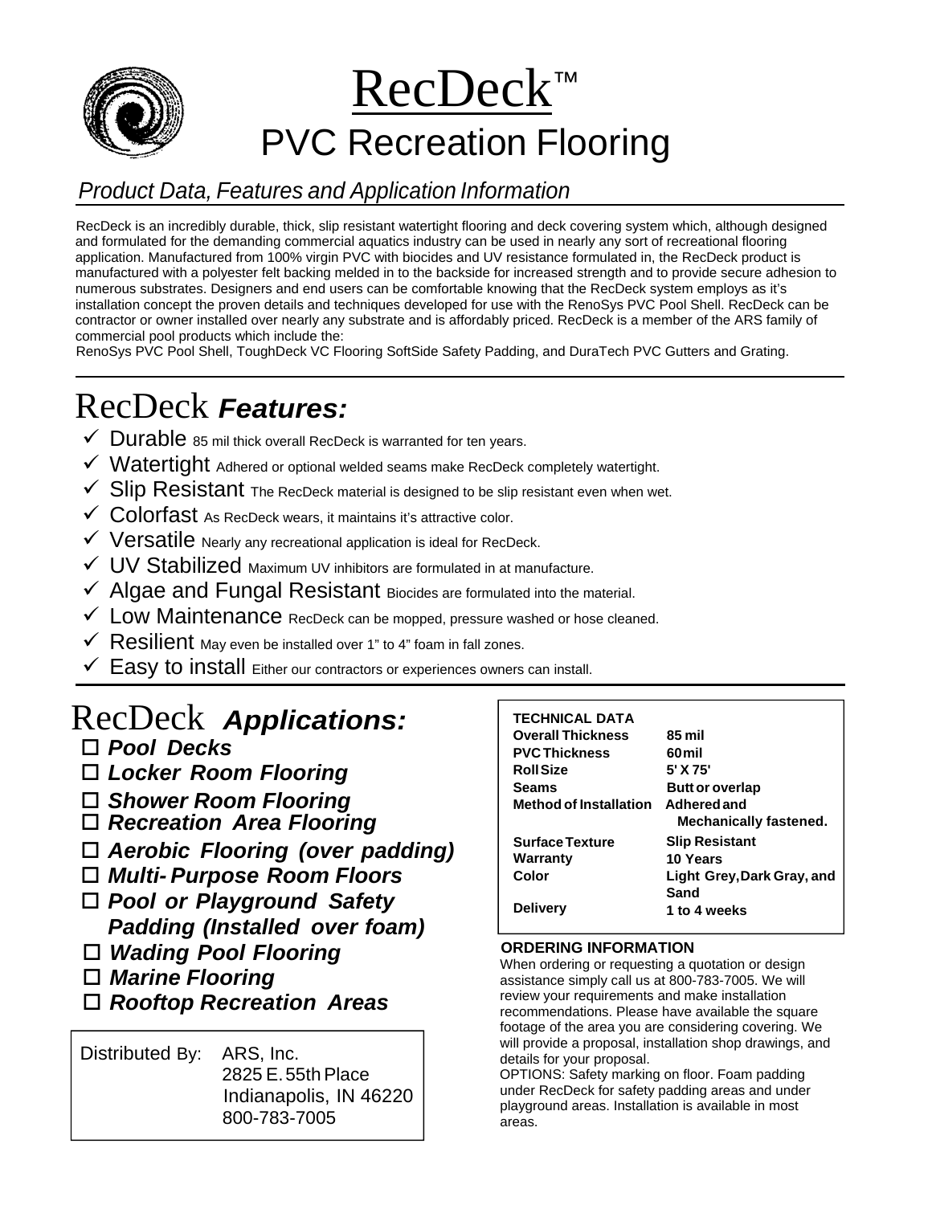# RecDeck™

## PVC Recreation Flooring

*Product Data, Features and Application Information*

RecDeck is an incredibly durable, thick, slip resistant watertight flooring and deck covering system which, although designed and formulated for the demanding commercial aquatics industry can be used in nearly any sort of recreational flooring application. Manufactured from 100% virgin PVC with biocides and UV resistance formulated in, the RecDeck product is manufactured with a polyester felt backing melded in to the backside for increased strength and to provide secure adhesion to numerous substrates. Designers and end users can be comfortable knowing that the RecDeck system employs as it's installation concept the proven details and techniques developed for use with the RenoSys PVC Pool Shell. RecDeck can be contractor or owner installed over nearly any substrate and is affordably priced. RecDeck is a member of the ARS family of commercial pool products which include the:

RenoSys PVC Pool Shell, ToughDeck VC Flooring SoftSide Safety Padding, and DuraTech PVC Gutters and Grating.

## RecDeck ***Features:***

- ✓ Durable 85 mil thick overall RecDeck is warranted for ten years.
- ✓ Watertight Adhered or optional welded seams make RecDeck completely watertight.
- ✓ Slip Resistant The RecDeck material is designed to be slip resistant even when wet.
- ✓ Colorfast As RecDeck wears, it maintains it's attractive color.
- ✓ Versatile Nearly any recreational application is ideal for RecDeck.
- ✓ UV Stabilized Maximum UV inhibitors are formulated in at manufacture.
- ✓ Algae and Fungal Resistant Biocides are formulated into the material.
- ✓ Low Maintenance RecDeck can be mopped, pressure washed or hose cleaned.
- ✓ Resilient May even be installed over 1" to 4" foam in fall zones.
- ✓ Easy to install Either our contractors or experiences owners can install.

## RecDeck ***Applications:***

- ☐ ***Pool Decks***
- ☐ ***Locker Room Flooring***
- ☐ ***Shower Room Flooring***
- ☐ ***Recreation Area Flooring***
- ☐ ***Aerobic Flooring (over padding)***
- ☐ ***Multi-Purpose Room Floors***
- ☐ ***Pool or Playground Safety Padding (Installed over foam)***
- ☐ ***Wading Pool Flooring***
- ☐ ***Marine Flooring***
- ☐ ***Rooftop Recreation Areas***

Distributed By: ARS, Inc.
2825 E. 55th Place
Indianapolis, IN 46220
800-783-7005

| **TECHNICAL DATA** | |
|---|---|
| **Overall Thickness** | **85 mil** |
| **PVC Thickness** | **60 mil** |
| **Roll Size** | **5' X 75'** |
| **Seams** | **Butt or overlap** |
| **Method of Installation** | **Adhered and Mechanically fastened.** |
| **Surface Texture** | **Slip Resistant** |
| **Warranty** | **10 Years** |
| **Color** | **Light Grey, Dark Gray, and Sand** |
| **Delivery** | **1 to 4 weeks** |

**ORDERING INFORMATION**

When ordering or requesting a quotation or design assistance simply call us at 800-783-7005. We will review your requirements and make installation recommendations. Please have available the square footage of the area you are considering covering. We will provide a proposal, installation shop drawings, and details for your proposal.

OPTIONS: Safety marking on floor. Foam padding under RecDeck for safety padding areas and under playground areas. Installation is available in most areas.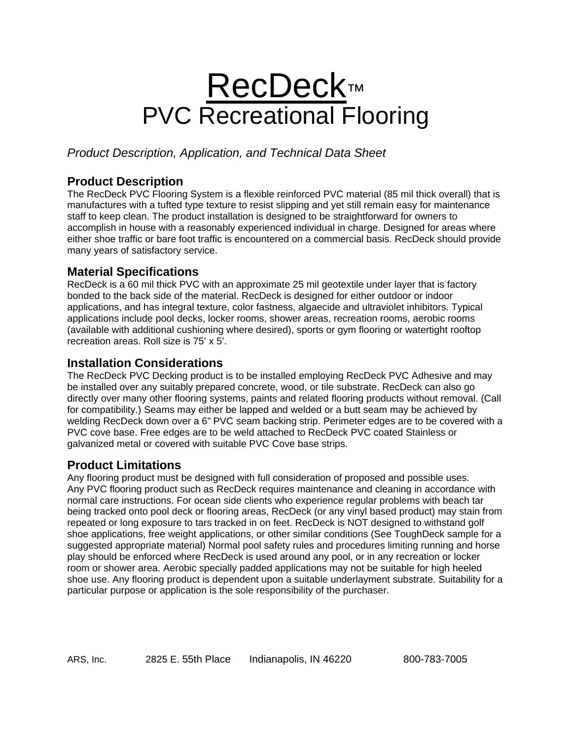# RecDeck™
# PVC Recreational Flooring

*Product Description, Application, and Technical Data Sheet*

## Product Description

The RecDeck PVC Flooring System is a flexible reinforced PVC material (85 mil thick overall) that is manufactures with a tufted type texture to resist slipping and yet still remain easy for maintenance staff to keep clean. The product installation is designed to be straightforward for owners to accomplish in house with a reasonably experienced individual in charge. Designed for areas where either shoe traffic or bare foot traffic is encountered on a commercial basis. RecDeck should provide many years of satisfactory service.

## Material Specifications

RecDeck is a 60 mil thick PVC with an approximate 25 mil geotextile under layer that is factory bonded to the back side of the material. RecDeck is designed for either outdoor or indoor applications, and has integral texture, color fastness, algaecide and ultraviolet inhibitors. Typical applications include pool decks, locker rooms, shower areas, recreation rooms, aerobic rooms (available with additional cushioning where desired), sports or gym flooring or watertight rooftop recreation areas. Roll size is 75' x 5'.

## Installation Considerations

The RecDeck PVC Decking product is to be installed employing RecDeck PVC Adhesive and may be installed over any suitably prepared concrete, wood, or tile substrate. RecDeck can also go directly over many other flooring systems, paints and related flooring products without removal. (Call for compatibility.) Seams may either be lapped and welded or a butt seam may be achieved by welding RecDeck down over a 6" PVC seam backing strip. Perimeter edges are to be covered with a PVC cove base. Free edges are to be weld attached to RecDeck PVC coated Stainless or galvanized metal or covered with suitable PVC Cove base strips.

## Product Limitations

Any flooring product must be designed with full consideration of proposed and possible uses. Any PVC flooring product such as RecDeck requires maintenance and cleaning in accordance with normal care instructions. For ocean side clients who experience regular problems with beach tar being tracked onto pool deck or flooring areas, RecDeck (or any vinyl based product) may stain from repeated or long exposure to tars tracked in on feet. RecDeck is NOT designed to withstand golf shoe applications, free weight applications, or other similar conditions (See ToughDeck sample for a suggested appropriate material) Normal pool safety rules and procedures limiting running and horse play should be enforced where RecDeck is used around any pool, or in any recreation or locker room or shower area. Aerobic specially padded applications may not be suitable for high heeled shoe use. Any flooring product is dependent upon a suitable underlayment substrate. Suitability for a particular purpose or application is the sole responsibility of the purchaser.

ARS, Inc. 2825 E. 55th Place Indianapolis, IN 46220 800-783-7005